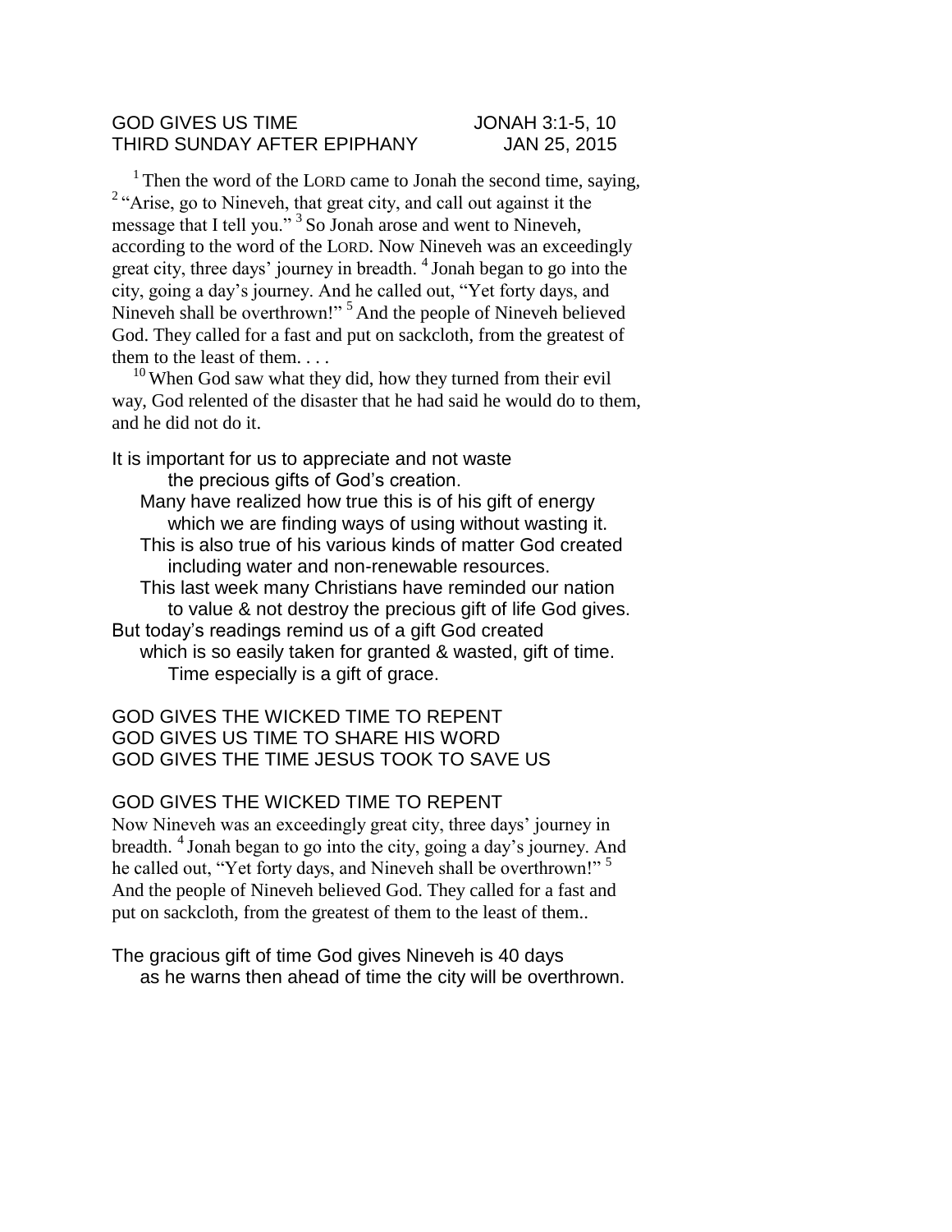GOD GIVES US TIME JONAH 3:1-5, 10
THIRD SUNDAY AFTER EPIPHANY JAN 25, 2015

[1] Then the word of the LORD came to Jonah the second time, saying, [2] "Arise, go to Nineveh, that great city, and call out against it the message that I tell you." [3] So Jonah arose and went to Nineveh, according to the word of the LORD. Now Nineveh was an exceedingly great city, three days' journey in breadth. [4] Jonah began to go into the city, going a day's journey. And he called out, "Yet forty days, and Nineveh shall be overthrown!" [5] And the people of Nineveh believed God. They called for a fast and put on sackcloth, from the greatest of them to the least of them. . . .

[10] When God saw what they did, how they turned from their evil way, God relented of the disaster that he had said he would do to them, and he did not do it.

It is important for us to appreciate and not waste
the precious gifts of God's creation.
Many have realized how true this is of his gift of energy
which we are finding ways of using without wasting it.
This is also true of his various kinds of matter God created
including water and non-renewable resources.
This last week many Christians have reminded our nation
to value & not destroy the precious gift of life God gives.
But today's readings remind us of a gift God created
which is so easily taken for granted & wasted, gift of time.
Time especially is a gift of grace.

GOD GIVES THE WICKED TIME TO REPENT
GOD GIVES US TIME TO SHARE HIS WORD
GOD GIVES THE TIME JESUS TOOK TO SAVE US

GOD GIVES THE WICKED TIME TO REPENT

Now Nineveh was an exceedingly great city, three days' journey in breadth. [4] Jonah began to go into the city, going a day's journey. And he called out, "Yet forty days, and Nineveh shall be overthrown!" [5] And the people of Nineveh believed God. They called for a fast and put on sackcloth, from the greatest of them to the least of them..

The gracious gift of time God gives Nineveh is 40 days
as he warns then ahead of time the city will be overthrown.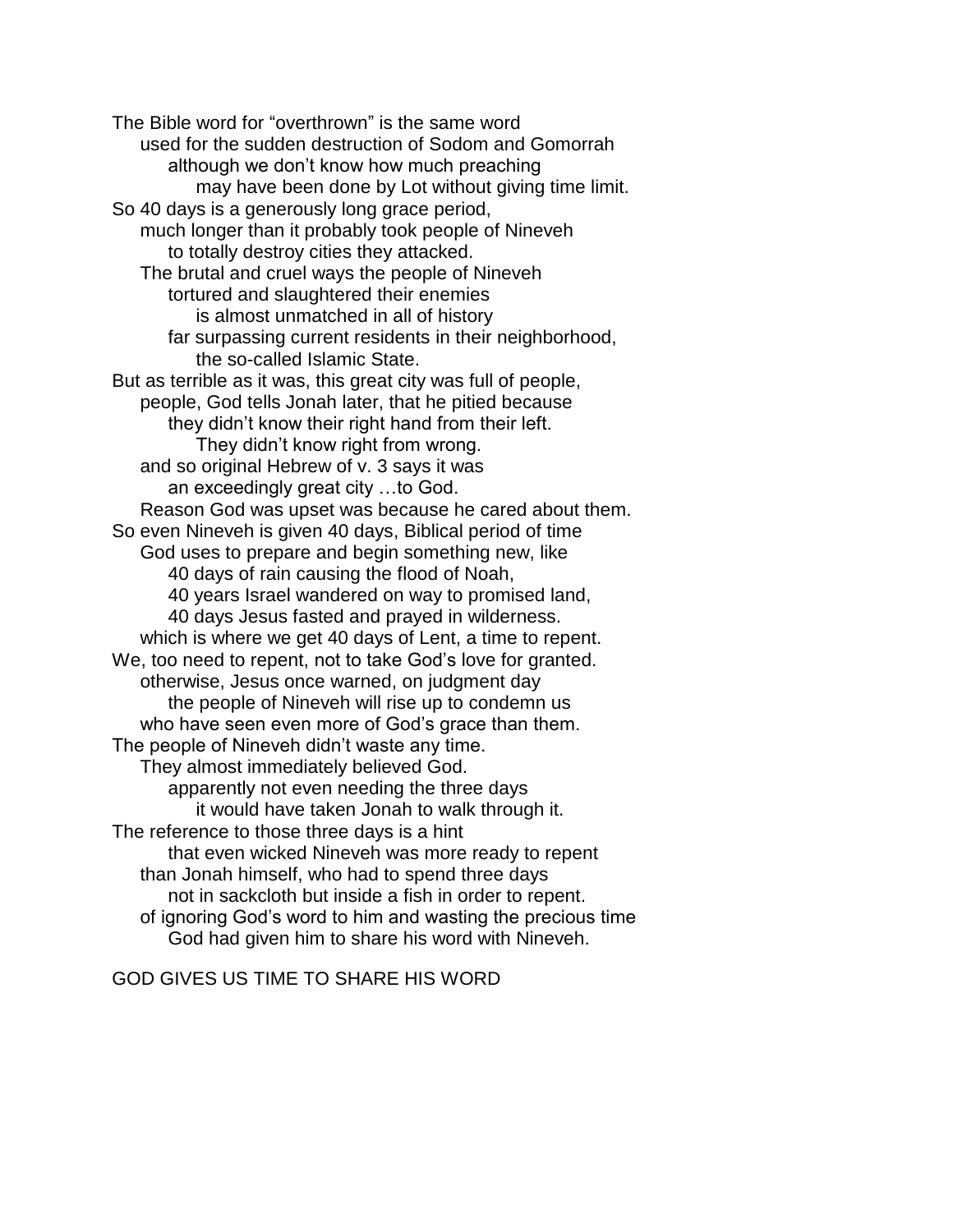The Bible word for "overthrown" is the same word
    used for the sudden destruction of Sodom and Gomorrah
        although we don't know how much preaching
            may have been done by Lot without giving time limit.
So 40 days is a generously long grace period,
    much longer than it probably took people of Nineveh
        to totally destroy cities they attacked.
    The brutal and cruel ways the people of Nineveh
        tortured and slaughtered their enemies
            is almost unmatched in all of history
        far surpassing current residents in their neighborhood,
            the so-called Islamic State.
But as terrible as it was, this great city was full of people,
    people, God tells Jonah later, that he pitied because
        they didn't know their right hand from their left.
            They didn't know right from wrong.
    and so original Hebrew of v. 3 says it was
        an exceedingly great city …to God.
    Reason God was upset was because he cared about them.
So even Nineveh is given 40 days, Biblical period of time
    God uses to prepare and begin something new, like
        40 days of rain causing the flood of Noah,
        40 years Israel wandered on way to promised land,
        40 days Jesus fasted and prayed in wilderness.
    which is where we get 40 days of Lent, a time to repent.
We, too need to repent, not to take God's love for granted.
    otherwise, Jesus once warned, on judgment day
        the people of Nineveh will rise up to condemn us
    who have seen even more of God's grace than them.
The people of Nineveh didn't waste any time.
    They almost immediately believed God.
        apparently not even needing the three days
            it would have taken Jonah to walk through it.
The reference to those three days is a hint
        that even wicked Nineveh was more ready to repent
    than Jonah himself, who had to spend three days
        not in sackcloth but inside a fish in order to repent.
    of ignoring God's word to him and wasting the precious time
        God had given him to share his word with Nineveh.

GOD GIVES US TIME TO SHARE HIS WORD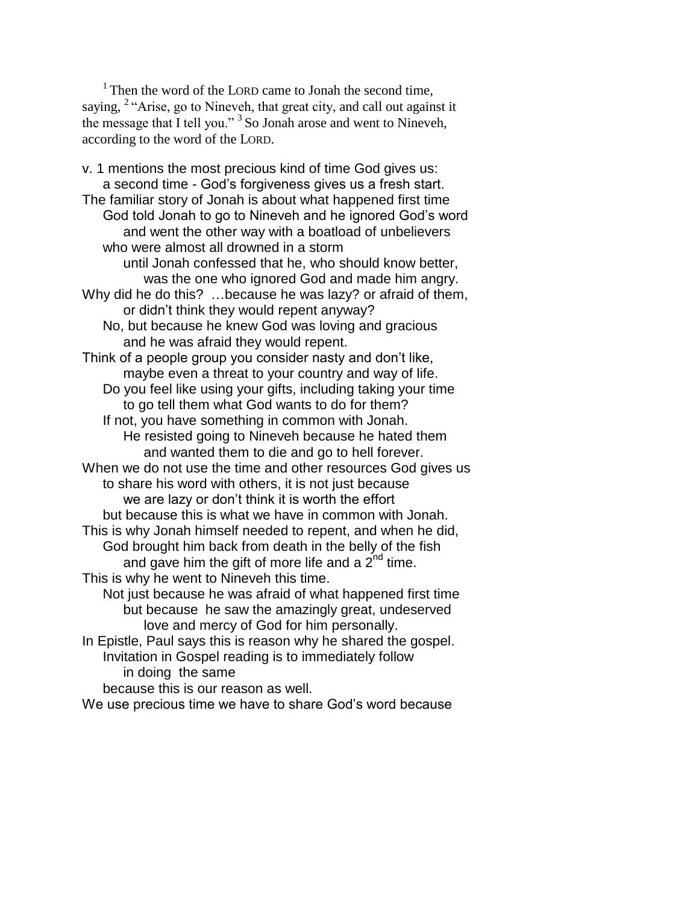[1] Then the word of the LORD came to Jonah the second time, saying, [2] "Arise, go to Nineveh, that great city, and call out against it the message that I tell you." [3] So Jonah arose and went to Nineveh, according to the word of the LORD.

v. 1 mentions the most precious kind of time God gives us:
    a second time - God's forgiveness gives us a fresh start.
The familiar story of Jonah is about what happened first time
    God told Jonah to go to Nineveh and he ignored God's word
        and went the other way with a boatload of unbelievers
    who were almost all drowned in a storm
        until Jonah confessed that he, who should know better,
            was the one who ignored God and made him angry.
Why did he do this? …because he was lazy? or afraid of them,
        or didn't think they would repent anyway?
    No, but because he knew God was loving and gracious
        and he was afraid they would repent.
Think of a people group you consider nasty and don't like,
        maybe even a threat to your country and way of life.
    Do you feel like using your gifts, including taking your time
        to go tell them what God wants to do for them?
    If not, you have something in common with Jonah.
        He resisted going to Nineveh because he hated them
            and wanted them to die and go to hell forever.
When we do not use the time and other resources God gives us
    to share his word with others, it is not just because
        we are lazy or don't think it is worth the effort
    but because this is what we have in common with Jonah.
This is why Jonah himself needed to repent, and when he did,
    God brought him back from death in the belly of the fish
        and gave him the gift of more life and a 2nd time.
This is why he went to Nineveh this time.
    Not just because he was afraid of what happened first time
        but because he saw the amazingly great, undeserved
            love and mercy of God for him personally.
In Epistle, Paul says this is reason why he shared the gospel.
    Invitation in Gospel reading is to immediately follow
        in doing the same
    because this is our reason as well.
We use precious time we have to share God's word because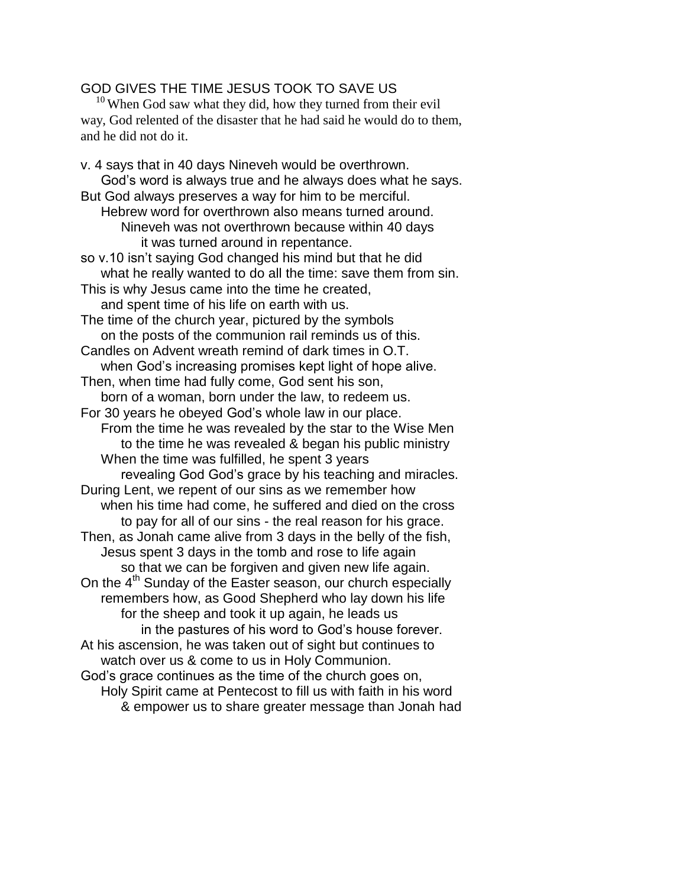GOD GIVES THE TIME JESUS TOOK TO SAVE US

[10] When God saw what they did, how they turned from their evil way, God relented of the disaster that he had said he would do to them, and he did not do it.

v. 4 says that in 40 days Nineveh would be overthrown.
God's word is always true and he always does what he says.
But God always preserves a way for him to be merciful.
Hebrew word for overthrown also means turned around.
Nineveh was not overthrown because within 40 days
it was turned around in repentance.
so v.10 isn't saying God changed his mind but that he did
what he really wanted to do all the time: save them from sin.
This is why Jesus came into the time he created,
and spent time of his life on earth with us.
The time of the church year, pictured by the symbols
on the posts of the communion rail reminds us of this.
Candles on Advent wreath remind of dark times in O.T.
when God's increasing promises kept light of hope alive.
Then, when time had fully come, God sent his son,
born of a woman, born under the law, to redeem us.
For 30 years he obeyed God's whole law in our place.
From the time he was revealed by the star to the Wise Men
to the time he was revealed & began his public ministry
When the time was fulfilled, he spent 3 years
revealing God God's grace by his teaching and miracles.
During Lent, we repent of our sins as we remember how
when his time had come, he suffered and died on the cross
to pay for all of our sins - the real reason for his grace.
Then, as Jonah came alive from 3 days in the belly of the fish,
Jesus spent 3 days in the tomb and rose to life again
so that we can be forgiven and given new life again.
On the 4th Sunday of the Easter season, our church especially
remembers how, as Good Shepherd who lay down his life
for the sheep and took it up again, he leads us
in the pastures of his word to God's house forever.
At his ascension, he was taken out of sight but continues to
watch over us & come to us in Holy Communion.
God's grace continues as the time of the church goes on,
Holy Spirit came at Pentecost to fill us with faith in his word
& empower us to share greater message than Jonah had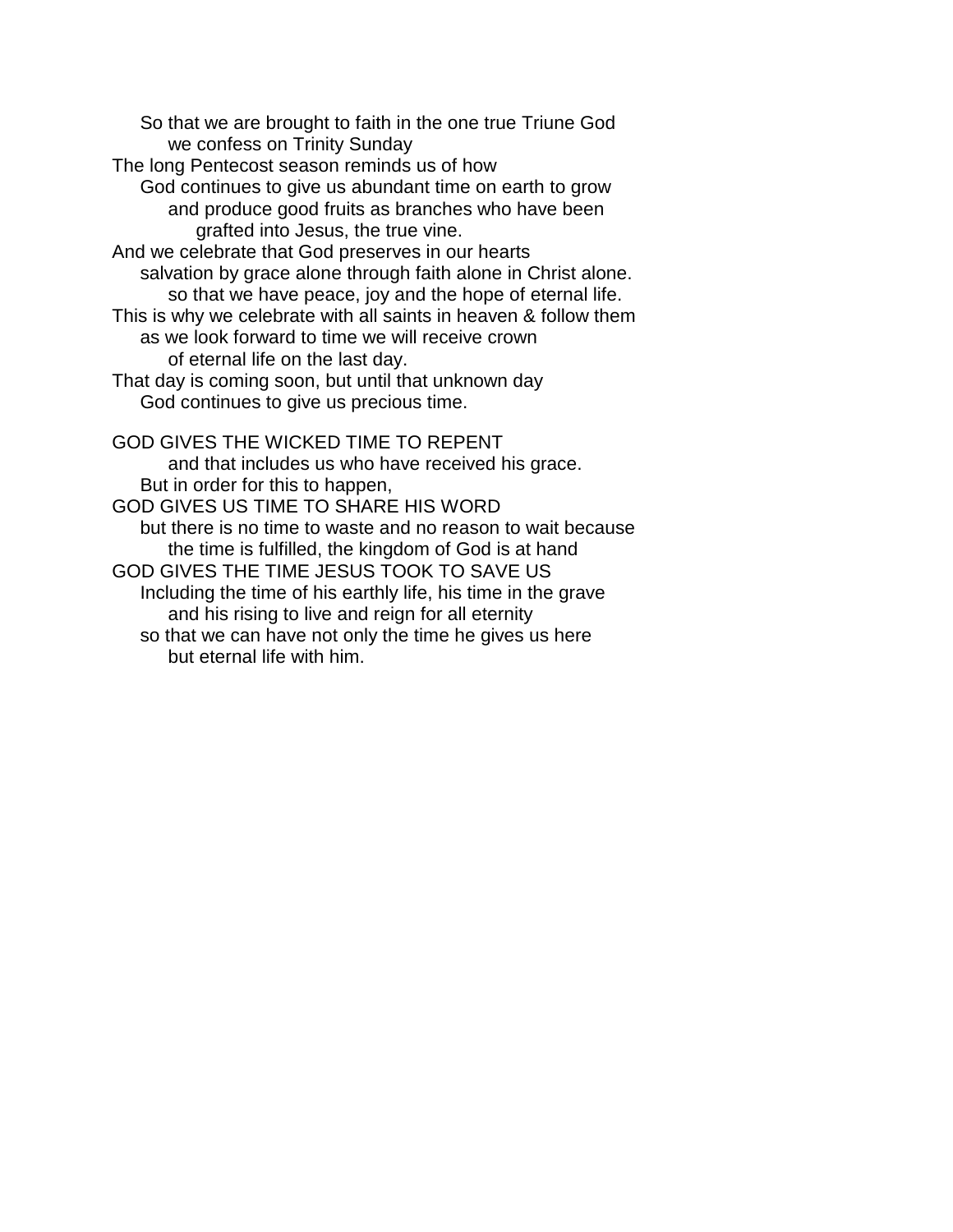So that we are brought to faith in the one true Triune God
we confess on Trinity Sunday
The long Pentecost season reminds us of how
God continues to give us abundant time on earth to grow
and produce good fruits as branches who have been
grafted into Jesus, the true vine.
And we celebrate that God preserves in our hearts
salvation by grace alone through faith alone in Christ alone.
so that we have peace, joy and the hope of eternal life.
This is why we celebrate with all saints in heaven & follow them
as we look forward to time we will receive crown
of eternal life on the last day.
That day is coming soon, but until that unknown day
God continues to give us precious time.

GOD GIVES THE WICKED TIME TO REPENT
and that includes us who have received his grace.
But in order for this to happen,
GOD GIVES US TIME TO SHARE HIS WORD
but there is no time to waste and no reason to wait because
the time is fulfilled, the kingdom of God is at hand
GOD GIVES THE TIME JESUS TOOK TO SAVE US
Including the time of his earthly life, his time in the grave
and his rising to live and reign for all eternity
so that we can have not only the time he gives us here
but eternal life with him.